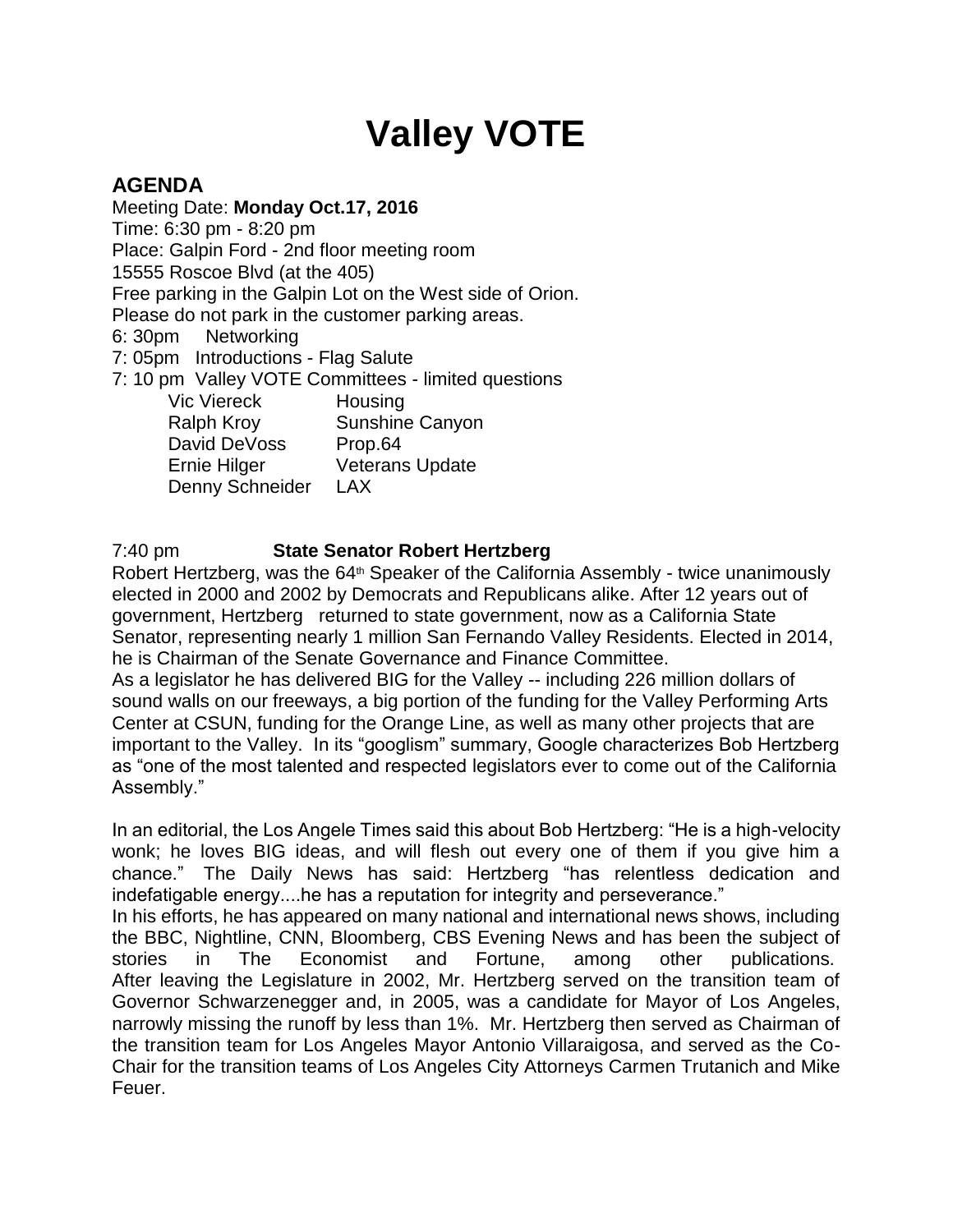# Valley VOTE

## AGENDA

Meeting Date: **Monday Oct.17, 2016**
Time: 6:30 pm - 8:20 pm
Place: Galpin Ford - 2nd floor meeting room
15555 Roscoe Blvd (at the 405)
Free parking in the Galpin Lot on the West side of Orion.
Please do not park in the customer parking areas.

6: 30pm Networking
7: 05pm Introductions - Flag Salute
7: 10 pm Valley VOTE Committees - limited questions

| | |
|---|---|
| Vic Viereck | Housing |
| Ralph Kroy | Sunshine Canyon |
| David DeVoss | Prop.64 |
| Ernie Hilger | Veterans Update |
| Denny Schneider | LAX |

7:40 pm **State Senator Robert Hertzberg**

Robert Hertzberg, was the 64th Speaker of the California Assembly - twice unanimously elected in 2000 and 2002 by Democrats and Republicans alike. After 12 years out of government, Hertzberg returned to state government, now as a California State Senator, representing nearly 1 million San Fernando Valley Residents. Elected in 2014, he is Chairman of the Senate Governance and Finance Committee.

As a legislator he has delivered BIG for the Valley -- including 226 million dollars of sound walls on our freeways, a big portion of the funding for the Valley Performing Arts Center at CSUN, funding for the Orange Line, as well as many other projects that are important to the Valley. In its "googlism" summary, Google characterizes Bob Hertzberg as "one of the most talented and respected legislators ever to come out of the California Assembly."

In an editorial, the Los Angele Times said this about Bob Hertzberg: "He is a high-velocity wonk; he loves BIG ideas, and will flesh out every one of them if you give him a chance." The Daily News has said: Hertzberg "has relentless dedication and indefatigable energy....he has a reputation for integrity and perseverance."

In his efforts, he has appeared on many national and international news shows, including the BBC, Nightline, CNN, Bloomberg, CBS Evening News and has been the subject of stories in The Economist and Fortune, among other publications. After leaving the Legislature in 2002, Mr. Hertzberg served on the transition team of Governor Schwarzenegger and, in 2005, was a candidate for Mayor of Los Angeles, narrowly missing the runoff by less than 1%. Mr. Hertzberg then served as Chairman of the transition team for Los Angeles Mayor Antonio Villaraigosa, and served as the Co-Chair for the transition teams of Los Angeles City Attorneys Carmen Trutanich and Mike Feuer.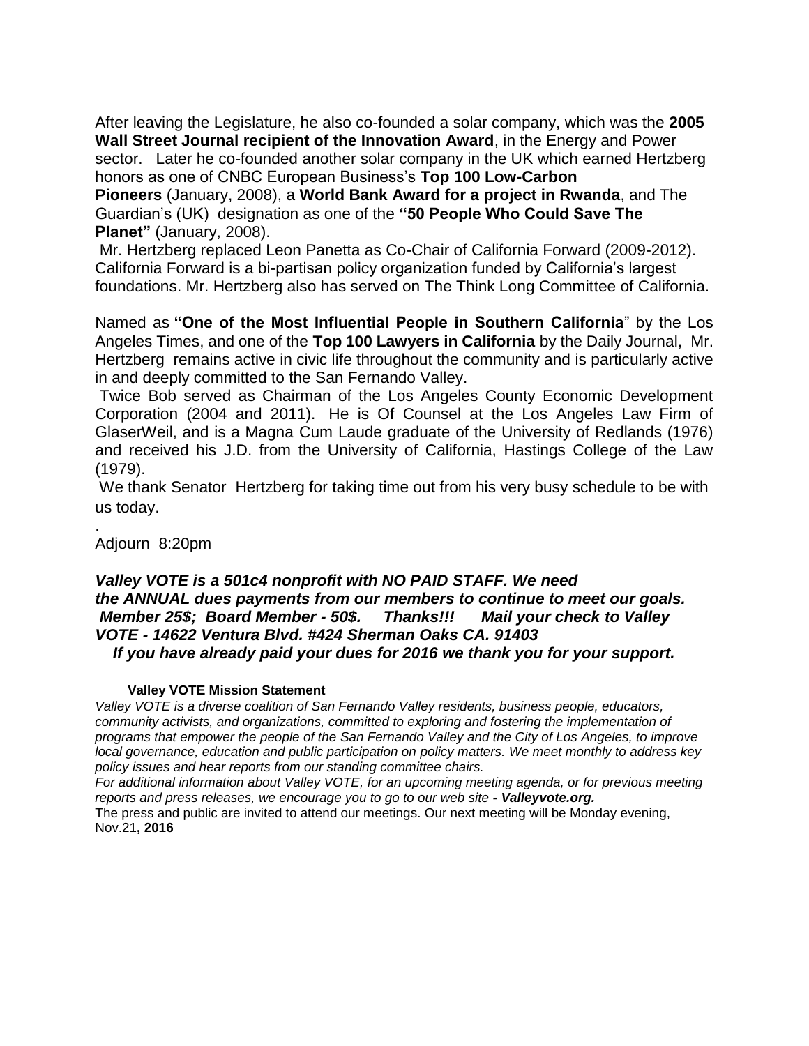After leaving the Legislature, he also co-founded a solar company, which was the **2005 Wall Street Journal recipient of the Innovation Award**, in the Energy and Power sector. Later he co-founded another solar company in the UK which earned Hertzberg honors as one of CNBC European Business's **Top 100 Low-Carbon Pioneers** (January, 2008), a **World Bank Award for a project in Rwanda**, and The Guardian's (UK) designation as one of the **"50 People Who Could Save The Planet"** (January, 2008).

Mr. Hertzberg replaced Leon Panetta as Co-Chair of California Forward (2009-2012). California Forward is a bi-partisan policy organization funded by California's largest foundations. Mr. Hertzberg also has served on The Think Long Committee of California.

Named as **"One of the Most Influential People in Southern California**" by the Los Angeles Times, and one of the **Top 100 Lawyers in California** by the Daily Journal, Mr. Hertzberg remains active in civic life throughout the community and is particularly active in and deeply committed to the San Fernando Valley.

Twice Bob served as Chairman of the Los Angeles County Economic Development Corporation (2004 and 2011). He is Of Counsel at the Los Angeles Law Firm of GlaserWeil, and is a Magna Cum Laude graduate of the University of Redlands (1976) and received his J.D. from the University of California, Hastings College of the Law (1979).

We thank Senator Hertzberg for taking time out from his very busy schedule to be with us today.

.

Adjourn 8:20pm

***Valley VOTE is a 501c4 nonprofit with NO PAID STAFF. We need the ANNUAL dues payments from our members to continue to meet our goals. Member 25$; Board Member - 50$. Thanks!!! Mail your check to Valley VOTE - 14622 Ventura Blvd. #424 Sherman Oaks CA. 91403***

***If you have already paid your dues for 2016 we thank you for your support.***

**Valley VOTE Mission Statement**

*Valley VOTE is a diverse coalition of San Fernando Valley residents, business people, educators, community activists, and organizations, committed to exploring and fostering the implementation of programs that empower the people of the San Fernando Valley and the City of Los Angeles, to improve local governance, education and public participation on policy matters. We meet monthly to address key policy issues and hear reports from our standing committee chairs.*

*For additional information about Valley VOTE, for an upcoming meeting agenda, or for previous meeting reports and press releases, we encourage you to go to our web site **- Valleyvote.org.***

The press and public are invited to attend our meetings. Our next meeting will be Monday evening, Nov.21**, 2016**